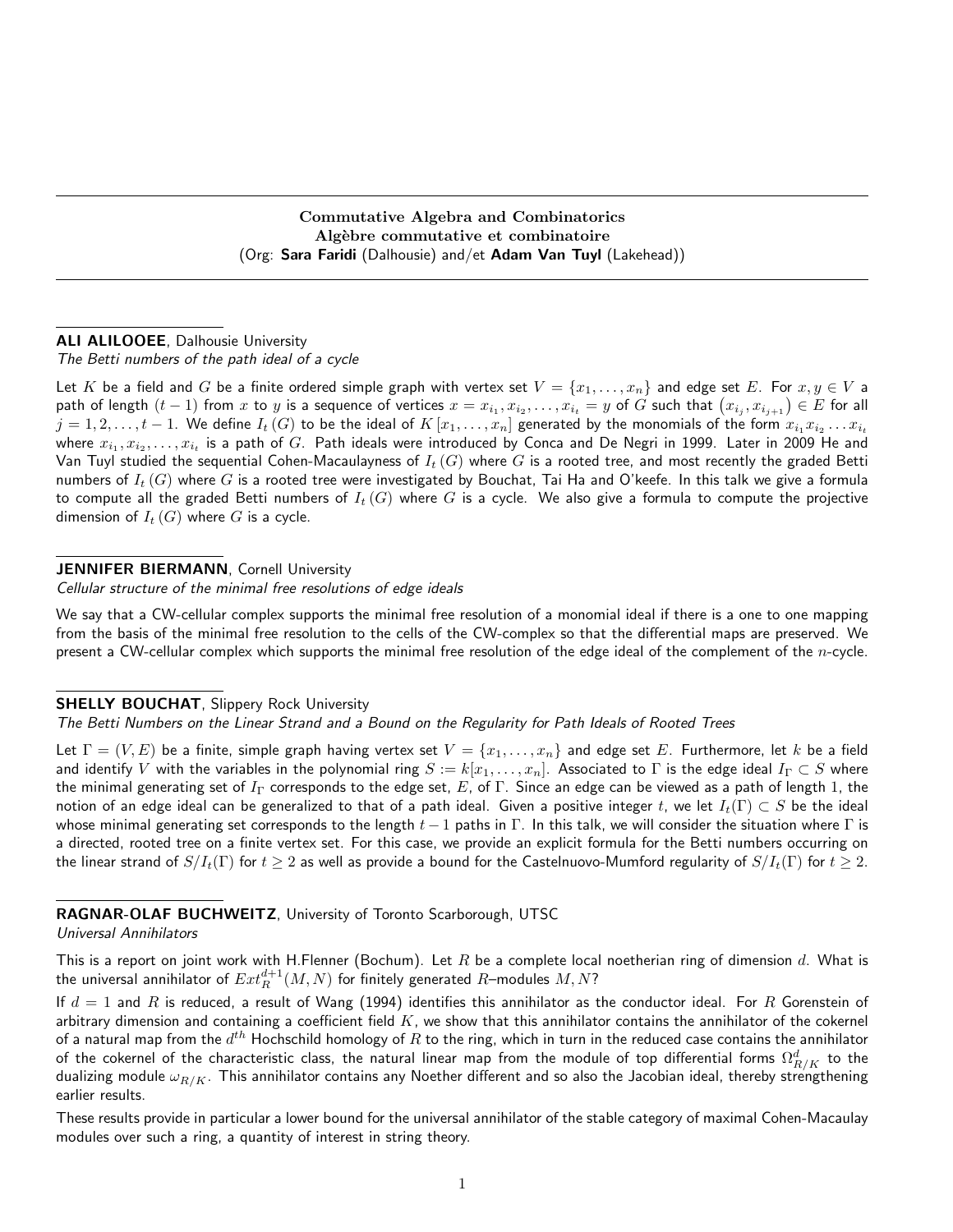## Commutative Algebra and Combinatorics
## Algèbre commutative et combinatoire
(Org: **Sara Faridi** (Dalhousie) and/et **Adam Van Tuyl** (Lakehead))

---

**ALI ALILOOEE**, Dalhousie University
*The Betti numbers of the path ideal of a cycle*

Let $K$ be a field and $G$ be a finite ordered simple graph with vertex set $V = \{x_1, \ldots, x_n\}$ and edge set $E$. For $x, y \in V$ a path of length $(t-1)$ from $x$ to $y$ is a sequence of vertices $x = x_{i_1}, x_{i_2}, \ldots, x_{i_t} = y$ of $G$ such that $(x_{i_j}, x_{i_{j+1}}) \in E$ for all $j = 1, 2, \ldots, t-1$. We define $I_t(G)$ to be the ideal of $K[x_1, \ldots, x_n]$ generated by the monomials of the form $x_{i_1} x_{i_2} \ldots x_{i_t}$ where $x_{i_1}, x_{i_2}, \ldots, x_{i_t}$ is a path of $G$. Path ideals were introduced by Conca and De Negri in 1999. Later in 2009 He and Van Tuyl studied the sequential Cohen-Macaulayness of $I_t(G)$ where $G$ is a rooted tree, and most recently the graded Betti numbers of $I_t(G)$ where $G$ is a rooted tree were investigated by Bouchat, Tai Ha and O'keefe. In this talk we give a formula to compute all the graded Betti numbers of $I_t(G)$ where $G$ is a cycle. We also give a formula to compute the projective dimension of $I_t(G)$ where $G$ is a cycle.

---

**JENNIFER BIERMANN**, Cornell University
*Cellular structure of the minimal free resolutions of edge ideals*

We say that a CW-cellular complex supports the minimal free resolution of a monomial ideal if there is a one to one mapping from the basis of the minimal free resolution to the cells of the CW-complex so that the differential maps are preserved. We present a CW-cellular complex which supports the minimal free resolution of the edge ideal of the complement of the $n$-cycle.

---

**SHELLY BOUCHAT**, Slippery Rock University
*The Betti Numbers on the Linear Strand and a Bound on the Regularity for Path Ideals of Rooted Trees*

Let $\Gamma = (V, E)$ be a finite, simple graph having vertex set $V = \{x_1, \ldots, x_n\}$ and edge set $E$. Furthermore, let $k$ be a field and identify $V$ with the variables in the polynomial ring $S := k[x_1, \ldots, x_n]$. Associated to $\Gamma$ is the edge ideal $I_\Gamma \subset S$ where the minimal generating set of $I_\Gamma$ corresponds to the edge set, $E$, of $\Gamma$. Since an edge can be viewed as a path of length 1, the notion of an edge ideal can be generalized to that of a path ideal. Given a positive integer $t$, we let $I_t(\Gamma) \subset S$ be the ideal whose minimal generating set corresponds to the length $t-1$ paths in $\Gamma$. In this talk, we will consider the situation where $\Gamma$ is a directed, rooted tree on a finite vertex set. For this case, we provide an explicit formula for the Betti numbers occurring on the linear strand of $S/I_t(\Gamma)$ for $t \geq 2$ as well as provide a bound for the Castelnuovo-Mumford regularity of $S/I_t(\Gamma)$ for $t \geq 2$.

---

**RAGNAR-OLAF BUCHWEITZ**, University of Toronto Scarborough, UTSC
*Universal Annihilators*

This is a report on joint work with H.Flenner (Bochum). Let $R$ be a complete local noetherian ring of dimension $d$. What is the universal annihilator of $Ext_R^{d+1}(M, N)$ for finitely generated $R$–modules $M, N$?

If $d = 1$ and $R$ is reduced, a result of Wang (1994) identifies this annihilator as the conductor ideal. For $R$ Gorenstein of arbitrary dimension and containing a coefficient field $K$, we show that this annihilator contains the annihilator of the cokernel of a natural map from the $d^{th}$ Hochschild homology of $R$ to the ring, which in turn in the reduced case contains the annihilator of the cokernel of the characteristic class, the natural linear map from the module of top differential forms $\Omega^d_{R/K}$ to the dualizing module $\omega_{R/K}$. This annihilator contains any Noether different and so also the Jacobian ideal, thereby strengthening earlier results.

These results provide in particular a lower bound for the universal annihilator of the stable category of maximal Cohen-Macaulay modules over such a ring, a quantity of interest in string theory.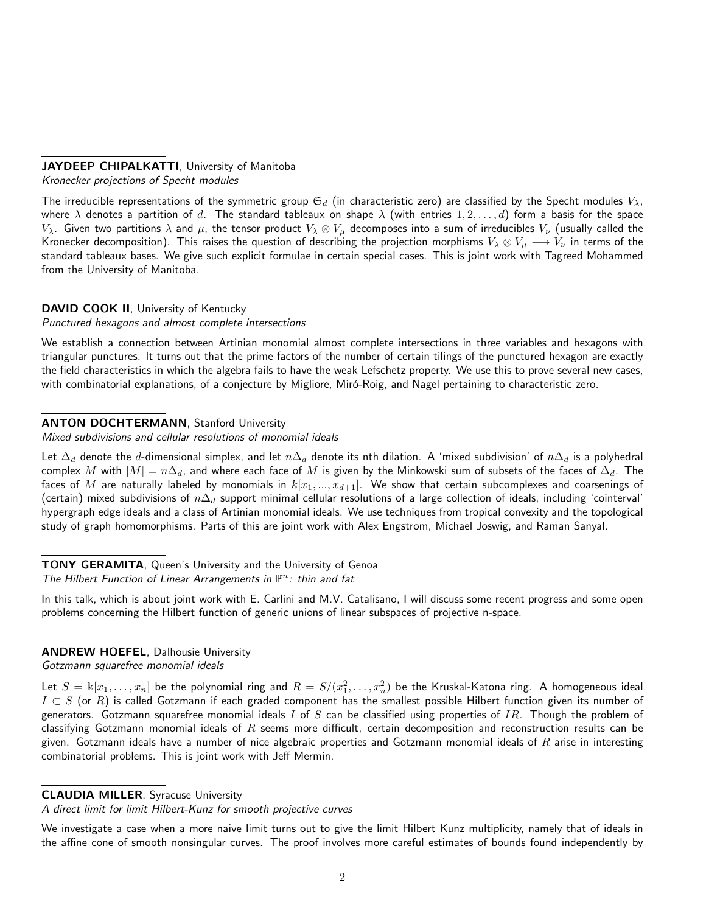**JAYDEEP CHIPALKATTI**, University of Manitoba
*Kronecker projections of Specht modules*

The irreducible representations of the symmetric group $\mathfrak{S}_d$ (in characteristic zero) are classified by the Specht modules $V_\lambda$, where $\lambda$ denotes a partition of $d$. The standard tableaux on shape $\lambda$ (with entries $1, 2, \ldots, d$) form a basis for the space $V_\lambda$. Given two partitions $\lambda$ and $\mu$, the tensor product $V_\lambda \otimes V_\mu$ decomposes into a sum of irreducibles $V_\nu$ (usually called the Kronecker decomposition). This raises the question of describing the projection morphisms $V_\lambda \otimes V_\mu \longrightarrow V_\nu$ in terms of the standard tableaux bases. We give such explicit formulae in certain special cases. This is joint work with Tagreed Mohammed from the University of Manitoba.

**DAVID COOK II**, University of Kentucky
*Punctured hexagons and almost complete intersections*

We establish a connection between Artinian monomial almost complete intersections in three variables and hexagons with triangular punctures. It turns out that the prime factors of the number of certain tilings of the punctured hexagon are exactly the field characteristics in which the algebra fails to have the weak Lefschetz property. We use this to prove several new cases, with combinatorial explanations, of a conjecture by Migliore, Miró-Roig, and Nagel pertaining to characteristic zero.

**ANTON DOCHTERMANN**, Stanford University
*Mixed subdivisions and cellular resolutions of monomial ideals*

Let $\Delta_d$ denote the $d$-dimensional simplex, and let $n\Delta_d$ denote its nth dilation. A 'mixed subdivision' of $n\Delta_d$ is a polyhedral complex $M$ with $|M| = n\Delta_d$, and where each face of $M$ is given by the Minkowski sum of subsets of the faces of $\Delta_d$. The faces of $M$ are naturally labeled by monomials in $k[x_1, ..., x_{d+1}]$. We show that certain subcomplexes and coarsenings of (certain) mixed subdivisions of $n\Delta_d$ support minimal cellular resolutions of a large collection of ideals, including 'cointerval' hypergraph edge ideals and a class of Artinian monomial ideals. We use techniques from tropical convexity and the topological study of graph homomorphisms. Parts of this are joint work with Alex Engstrom, Michael Joswig, and Raman Sanyal.

**TONY GERAMITA**, Queen's University and the University of Genoa
*The Hilbert Function of Linear Arrangements in $\mathbb{P}^n$: thin and fat*

In this talk, which is about joint work with E. Carlini and M.V. Catalisano, I will discuss some recent progress and some open problems concerning the Hilbert function of generic unions of linear subspaces of projective n-space.

**ANDREW HOEFEL**, Dalhousie University
*Gotzmann squarefree monomial ideals*

Let $S = \Bbbk[x_1, \ldots, x_n]$ be the polynomial ring and $R = S/(x_1^2, \ldots, x_n^2)$ be the Kruskal-Katona ring. A homogeneous ideal $I \subset S$ (or $R$) is called Gotzmann if each graded component has the smallest possible Hilbert function given its number of generators. Gotzmann squarefree monomial ideals $I$ of $S$ can be classified using properties of $IR$. Though the problem of classifying Gotzmann monomial ideals of $R$ seems more difficult, certain decomposition and reconstruction results can be given. Gotzmann ideals have a number of nice algebraic properties and Gotzmann monomial ideals of $R$ arise in interesting combinatorial problems. This is joint work with Jeff Mermin.

**CLAUDIA MILLER**, Syracuse University
*A direct limit for limit Hilbert-Kunz for smooth projective curves*

We investigate a case when a more naive limit turns out to give the limit Hilbert Kunz multiplicity, namely that of ideals in the affine cone of smooth nonsingular curves. The proof involves more careful estimates of bounds found independently by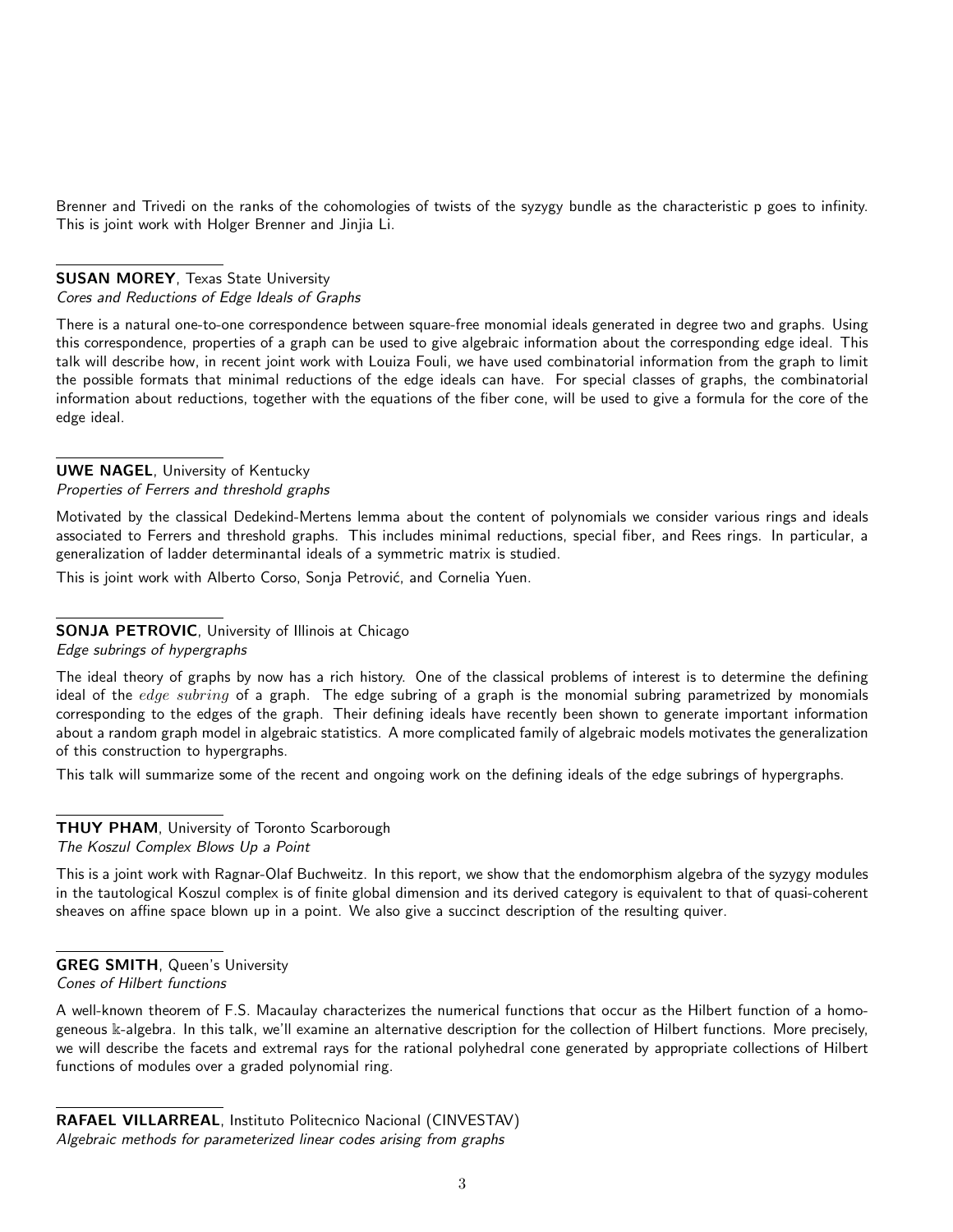Brenner and Trivedi on the ranks of the cohomologies of twists of the syzygy bundle as the characteristic p goes to infinity. This is joint work with Holger Brenner and Jinjia Li.

**SUSAN MOREY**, Texas State University
*Cores and Reductions of Edge Ideals of Graphs*

There is a natural one-to-one correspondence between square-free monomial ideals generated in degree two and graphs. Using this correspondence, properties of a graph can be used to give algebraic information about the corresponding edge ideal. This talk will describe how, in recent joint work with Louiza Fouli, we have used combinatorial information from the graph to limit the possible formats that minimal reductions of the edge ideals can have. For special classes of graphs, the combinatorial information about reductions, together with the equations of the fiber cone, will be used to give a formula for the core of the edge ideal.

**UWE NAGEL**, University of Kentucky
*Properties of Ferrers and threshold graphs*

Motivated by the classical Dedekind-Mertens lemma about the content of polynomials we consider various rings and ideals associated to Ferrers and threshold graphs. This includes minimal reductions, special fiber, and Rees rings. In particular, a generalization of ladder determinantal ideals of a symmetric matrix is studied.

This is joint work with Alberto Corso, Sonja Petrović, and Cornelia Yuen.

**SONJA PETROVIC**, University of Illinois at Chicago
*Edge subrings of hypergraphs*

The ideal theory of graphs by now has a rich history. One of the classical problems of interest is to determine the defining ideal of the *edge subring* of a graph. The edge subring of a graph is the monomial subring parametrized by monomials corresponding to the edges of the graph. Their defining ideals have recently been shown to generate important information about a random graph model in algebraic statistics. A more complicated family of algebraic models motivates the generalization of this construction to hypergraphs.

This talk will summarize some of the recent and ongoing work on the defining ideals of the edge subrings of hypergraphs.

**THUY PHAM**, University of Toronto Scarborough
*The Koszul Complex Blows Up a Point*

This is a joint work with Ragnar-Olaf Buchweitz. In this report, we show that the endomorphism algebra of the syzygy modules in the tautological Koszul complex is of finite global dimension and its derived category is equivalent to that of quasi-coherent sheaves on affine space blown up in a point. We also give a succinct description of the resulting quiver.

**GREG SMITH**, Queen's University
*Cones of Hilbert functions*

A well-known theorem of F.S. Macaulay characterizes the numerical functions that occur as the Hilbert function of a homogeneous $\mathbb{k}$-algebra. In this talk, we'll examine an alternative description for the collection of Hilbert functions. More precisely, we will describe the facets and extremal rays for the rational polyhedral cone generated by appropriate collections of Hilbert functions of modules over a graded polynomial ring.

**RAFAEL VILLARREAL**, Instituto Politecnico Nacional (CINVESTAV)
*Algebraic methods for parameterized linear codes arising from graphs*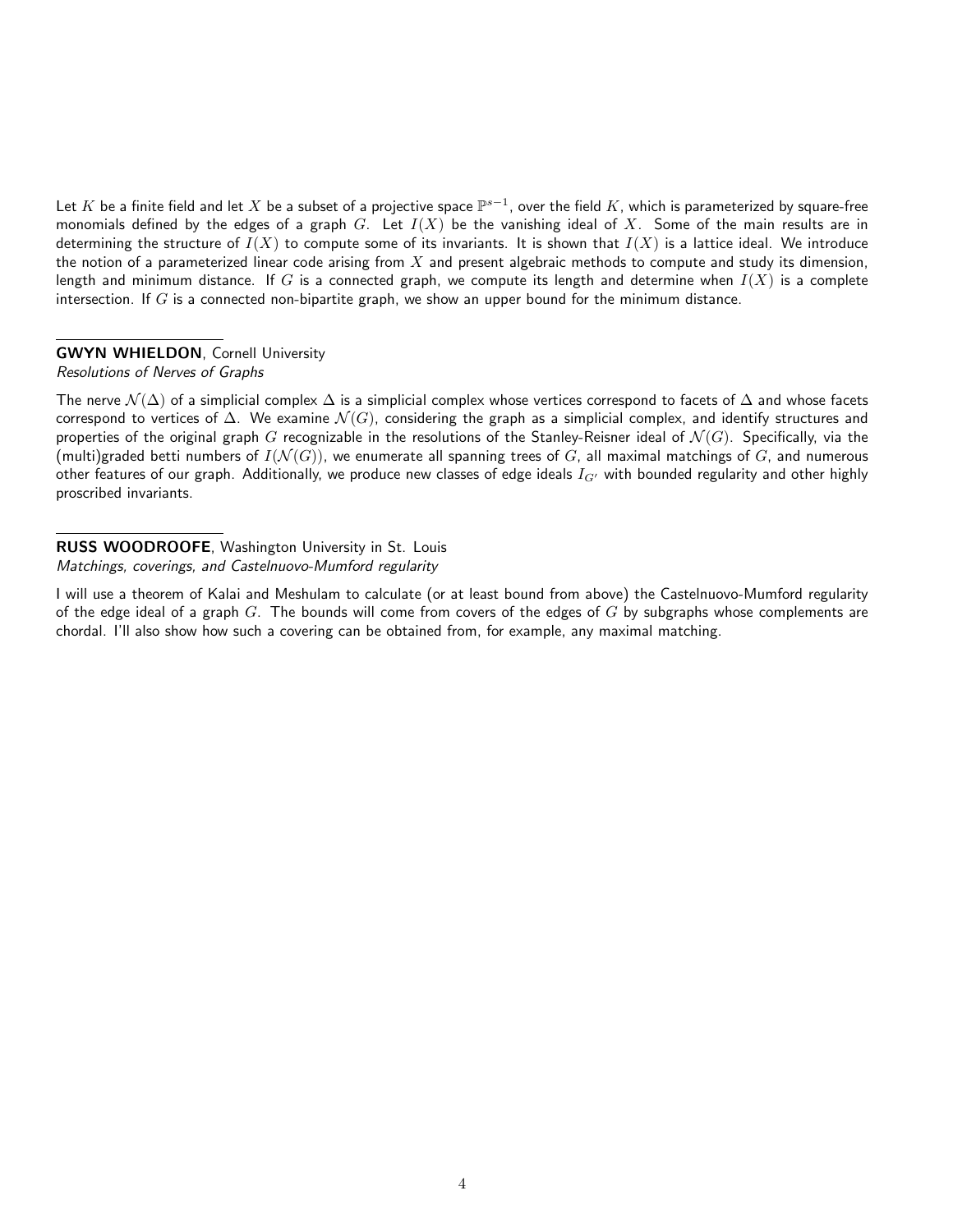Let $K$ be a finite field and let $X$ be a subset of a projective space $\mathbb{P}^{s-1}$, over the field $K$, which is parameterized by square-free monomials defined by the edges of a graph $G$. Let $I(X)$ be the vanishing ideal of $X$. Some of the main results are in determining the structure of $I(X)$ to compute some of its invariants. It is shown that $I(X)$ is a lattice ideal. We introduce the notion of a parameterized linear code arising from $X$ and present algebraic methods to compute and study its dimension, length and minimum distance. If $G$ is a connected graph, we compute its length and determine when $I(X)$ is a complete intersection. If $G$ is a connected non-bipartite graph, we show an upper bound for the minimum distance.

---

**GWYN WHIELDON**, Cornell University
*Resolutions of Nerves of Graphs*

The nerve $\mathcal{N}(\Delta)$ of a simplicial complex $\Delta$ is a simplicial complex whose vertices correspond to facets of $\Delta$ and whose facets correspond to vertices of $\Delta$. We examine $\mathcal{N}(G)$, considering the graph as a simplicial complex, and identify structures and properties of the original graph $G$ recognizable in the resolutions of the Stanley-Reisner ideal of $\mathcal{N}(G)$. Specifically, via the (multi)graded betti numbers of $I(\mathcal{N}(G))$, we enumerate all spanning trees of $G$, all maximal matchings of $G$, and numerous other features of our graph. Additionally, we produce new classes of edge ideals $I_{G'}$ with bounded regularity and other highly proscribed invariants.

---

**RUSS WOODROOFE**, Washington University in St. Louis
*Matchings, coverings, and Castelnuovo-Mumford regularity*

I will use a theorem of Kalai and Meshulam to calculate (or at least bound from above) the Castelnuovo-Mumford regularity of the edge ideal of a graph $G$. The bounds will come from covers of the edges of $G$ by subgraphs whose complements are chordal. I'll also show how such a covering can be obtained from, for example, any maximal matching.